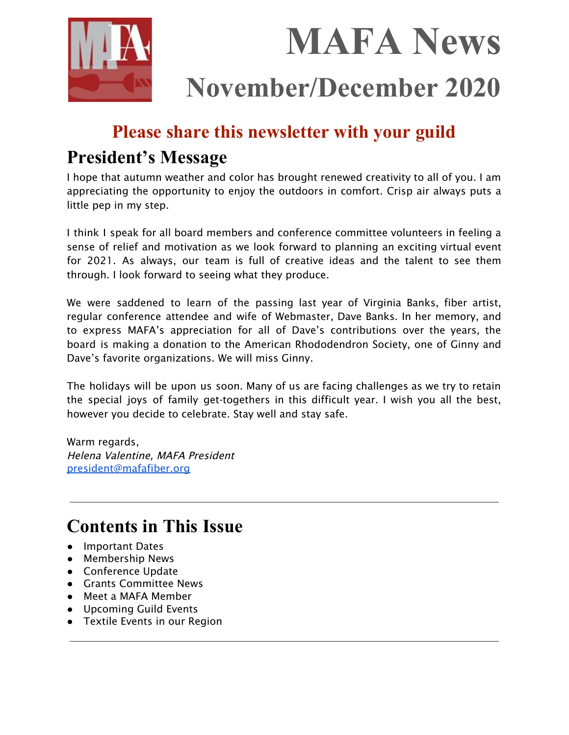# MAFA News

## November/December 2020

**Please share this newsletter with your guild**

## President's Message

I hope that autumn weather and color has brought renewed creativity to all of you. I am appreciating the opportunity to enjoy the outdoors in comfort. Crisp air always puts a little pep in my step.

I think I speak for all board members and conference committee volunteers in feeling a sense of relief and motivation as we look forward to planning an exciting virtual event for 2021. As always, our team is full of creative ideas and the talent to see them through. I look forward to seeing what they produce.

We were saddened to learn of the passing last year of Virginia Banks, fiber artist, regular conference attendee and wife of Webmaster, Dave Banks. In her memory, and to express MAFA's appreciation for all of Dave's contributions over the years, the board is making a donation to the American Rhododendron Society, one of Ginny and Dave's favorite organizations. We will miss Ginny.

The holidays will be upon us soon. Many of us are facing challenges as we try to retain the special joys of family get-togethers in this difficult year. I wish you all the best, however you decide to celebrate. Stay well and stay safe.

Warm regards,
*Helena Valentine, MAFA President*
president@mafafiber.org

---

## Contents in This Issue

- Important Dates
- Membership News
- Conference Update
- Grants Committee News
- Meet a MAFA Member
- Upcoming Guild Events
- Textile Events in our Region

---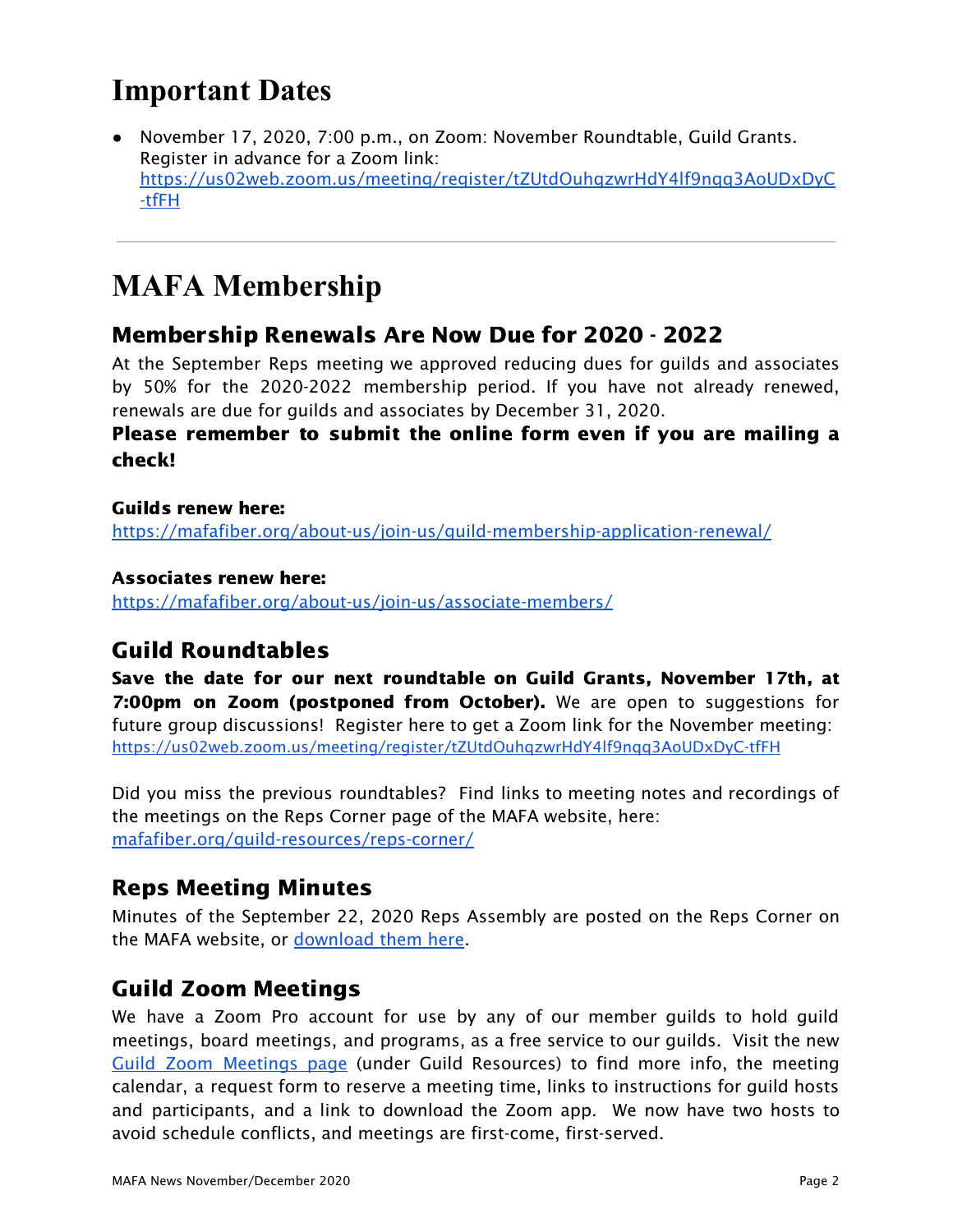# Important Dates

- November 17, 2020, 7:00 p.m., on Zoom: November Roundtable, Guild Grants. Register in advance for a Zoom link: https://us02web.zoom.us/meeting/register/tZUtdOuhqzwrHdY4lf9nqq3AoUDxDyC-tfFH

---

# MAFA Membership

## Membership Renewals Are Now Due for 2020 - 2022

At the September Reps meeting we approved reducing dues for guilds and associates by 50% for the 2020-2022 membership period. If you have not already renewed, renewals are due for guilds and associates by December 31, 2020.

**Please remember to submit the online form even if you are mailing a check!**

**Guilds renew here:**
https://mafafiber.org/about-us/join-us/guild-membership-application-renewal/

**Associates renew here:**
https://mafafiber.org/about-us/join-us/associate-members/

## Guild Roundtables

**Save the date for our next roundtable on Guild Grants, November 17th, at 7:00pm on Zoom (postponed from October).** We are open to suggestions for future group discussions! Register here to get a Zoom link for the November meeting: https://us02web.zoom.us/meeting/register/tZUtdOuhqzwrHdY4lf9nqq3AoUDxDyC-tfFH

Did you miss the previous roundtables? Find links to meeting notes and recordings of the meetings on the Reps Corner page of the MAFA website, here: mafafiber.org/guild-resources/reps-corner/

## Reps Meeting Minutes

Minutes of the September 22, 2020 Reps Assembly are posted on the Reps Corner on the MAFA website, or download them here.

## Guild Zoom Meetings

We have a Zoom Pro account for use by any of our member guilds to hold guild meetings, board meetings, and programs, as a free service to our guilds. Visit the new Guild Zoom Meetings page (under Guild Resources) to find more info, the meeting calendar, a request form to reserve a meeting time, links to instructions for guild hosts and participants, and a link to download the Zoom app. We now have two hosts to avoid schedule conflicts, and meetings are first-come, first-served.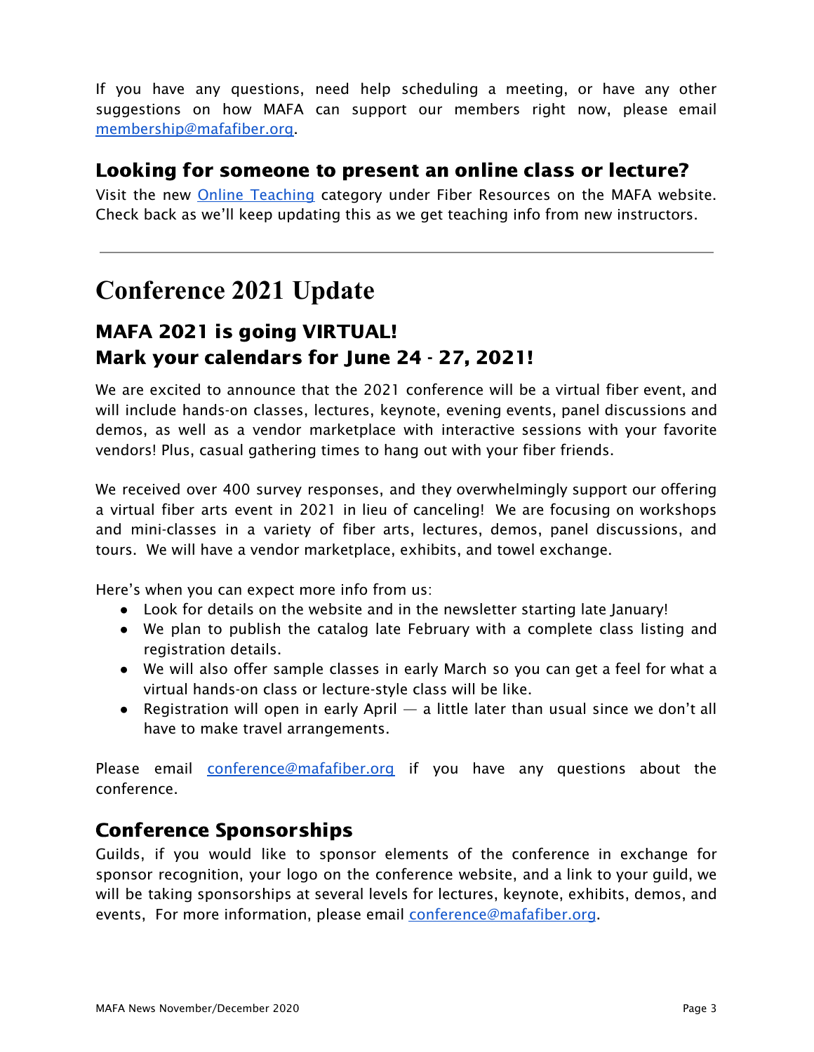If you have any questions, need help scheduling a meeting, or have any other suggestions on how MAFA can support our members right now, please email membership@mafafiber.org.

### Looking for someone to present an online class or lecture?

Visit the new Online Teaching category under Fiber Resources on the MAFA website. Check back as we'll keep updating this as we get teaching info from new instructors.

---

# Conference 2021 Update

## MAFA 2021 is going VIRTUAL!
## Mark your calendars for June 24 - 27, 2021!

We are excited to announce that the 2021 conference will be a virtual fiber event, and will include hands-on classes, lectures, keynote, evening events, panel discussions and demos, as well as a vendor marketplace with interactive sessions with your favorite vendors! Plus, casual gathering times to hang out with your fiber friends.

We received over 400 survey responses, and they overwhelmingly support our offering a virtual fiber arts event in 2021 in lieu of canceling! We are focusing on workshops and mini-classes in a variety of fiber arts, lectures, demos, panel discussions, and tours. We will have a vendor marketplace, exhibits, and towel exchange.

Here's when you can expect more info from us:

- Look for details on the website and in the newsletter starting late January!
- We plan to publish the catalog late February with a complete class listing and registration details.
- We will also offer sample classes in early March so you can get a feel for what a virtual hands-on class or lecture-style class will be like.
- Registration will open in early April — a little later than usual since we don't all have to make travel arrangements.

Please email conference@mafafiber.org if you have any questions about the conference.

### Conference Sponsorships

Guilds, if you would like to sponsor elements of the conference in exchange for sponsor recognition, your logo on the conference website, and a link to your guild, we will be taking sponsorships at several levels for lectures, keynote, exhibits, demos, and events, For more information, please email conference@mafafiber.org.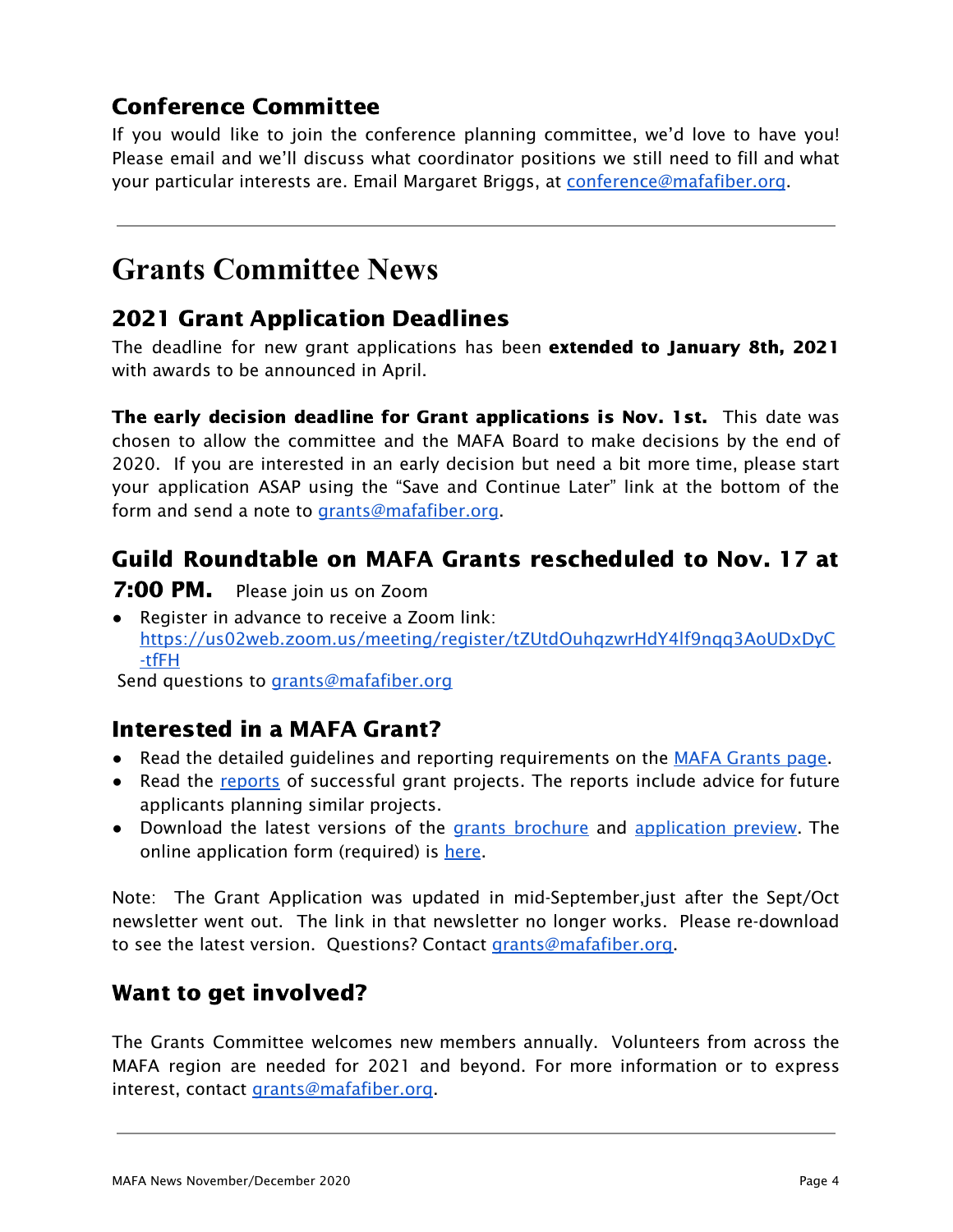### Conference Committee

If you would like to join the conference planning committee, we'd love to have you! Please email and we'll discuss what coordinator positions we still need to fill and what your particular interests are. Email Margaret Briggs, at [conference@mafafiber.org](mailto:conference@mafafiber.org).

---

# Grants Committee News

### 2021 Grant Application Deadlines

The deadline for new grant applications has been **extended to January 8th, 2021** with awards to be announced in April.

**The early decision deadline for Grant applications is Nov. 1st.** This date was chosen to allow the committee and the MAFA Board to make decisions by the end of 2020. If you are interested in an early decision but need a bit more time, please start your application ASAP using the "Save and Continue Later" link at the bottom of the form and send a note to [grants@mafafiber.org](mailto:grants@mafafiber.org).

### Guild Roundtable on MAFA Grants rescheduled to Nov. 17 at 7:00 PM.

Please join us on Zoom

- Register in advance to receive a Zoom link: [https://us02web.zoom.us/meeting/register/tZUtdOuhqzwrHdY4lf9nqq3AoUDxDyC-tfFH](https://us02web.zoom.us/meeting/register/tZUtdOuhqzwrHdY4lf9nqq3AoUDxDyC-tfFH)

Send questions to [grants@mafafiber.org](mailto:grants@mafafiber.org)

### Interested in a MAFA Grant?

- Read the detailed guidelines and reporting requirements on the MAFA Grants page.
- Read the reports of successful grant projects. The reports include advice for future applicants planning similar projects.
- Download the latest versions of the grants brochure and application preview. The online application form (required) is here.

Note: The Grant Application was updated in mid-September,just after the Sept/Oct newsletter went out. The link in that newsletter no longer works. Please re-download to see the latest version. Questions? Contact [grants@mafafiber.org](mailto:grants@mafafiber.org).

### Want to get involved?

The Grants Committee welcomes new members annually. Volunteers from across the MAFA region are needed for 2021 and beyond. For more information or to express interest, contact [grants@mafafiber.org](mailto:grants@mafafiber.org).

---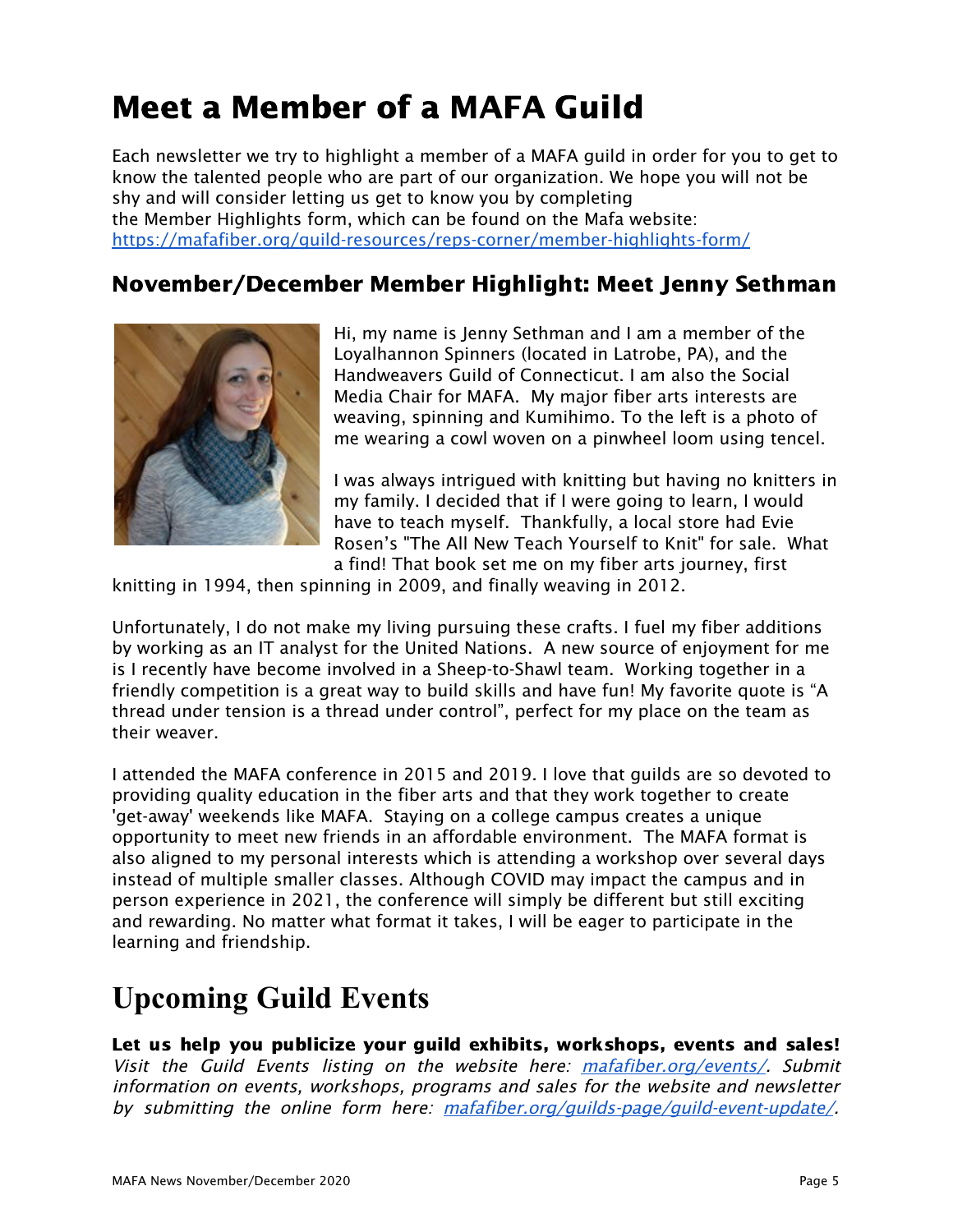# Meet a Member of a MAFA Guild

Each newsletter we try to highlight a member of a MAFA guild in order for you to get to know the talented people who are part of our organization. We hope you will not be shy and will consider letting us get to know you by completing the Member Highlights form, which can be found on the Mafa website: https://mafafiber.org/guild-resources/reps-corner/member-highlights-form/

## November/December Member Highlight: Meet Jenny Sethman

Hi, my name is Jenny Sethman and I am a member of the Loyalhannon Spinners (located in Latrobe, PA), and the Handweavers Guild of Connecticut. I am also the Social Media Chair for MAFA. My major fiber arts interests are weaving, spinning and Kumihimo. To the left is a photo of me wearing a cowl woven on a pinwheel loom using tencel.

I was always intrigued with knitting but having no knitters in my family. I decided that if I were going to learn, I would have to teach myself. Thankfully, a local store had Evie Rosen's "The All New Teach Yourself to Knit" for sale. What a find! That book set me on my fiber arts journey, first knitting in 1994, then spinning in 2009, and finally weaving in 2012.

Unfortunately, I do not make my living pursuing these crafts. I fuel my fiber additions by working as an IT analyst for the United Nations. A new source of enjoyment for me is I recently have become involved in a Sheep-to-Shawl team. Working together in a friendly competition is a great way to build skills and have fun! My favorite quote is "A thread under tension is a thread under control", perfect for my place on the team as their weaver.

I attended the MAFA conference in 2015 and 2019. I love that guilds are so devoted to providing quality education in the fiber arts and that they work together to create 'get-away' weekends like MAFA. Staying on a college campus creates a unique opportunity to meet new friends in an affordable environment. The MAFA format is also aligned to my personal interests which is attending a workshop over several days instead of multiple smaller classes. Although COVID may impact the campus and in person experience in 2021, the conference will simply be different but still exciting and rewarding. No matter what format it takes, I will be eager to participate in the learning and friendship.

# Upcoming Guild Events

**Let us help you publicize your guild exhibits, workshops, events and sales!** *Visit the Guild Events listing on the website here: mafafiber.org/events/. Submit information on events, workshops, programs and sales for the website and newsletter by submitting the online form here: mafafiber.org/guilds-page/guild-event-update/.*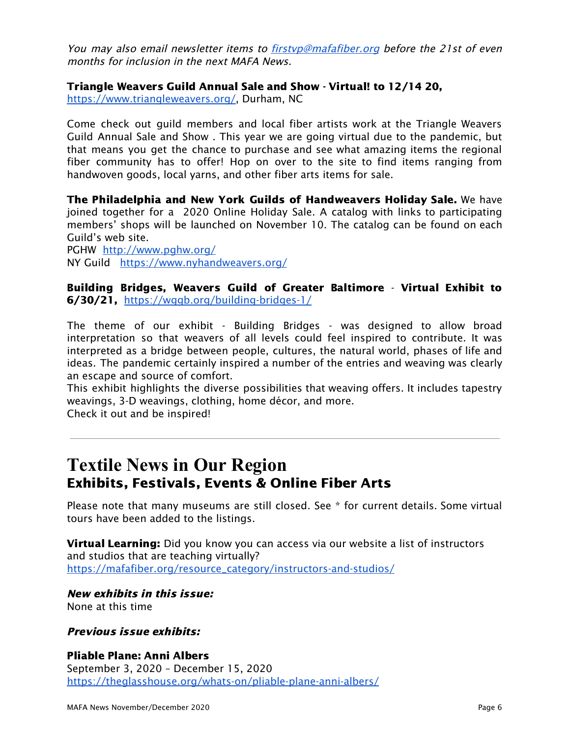*You may also email newsletter items to firstvp@mafafiber.org before the 21st of even months for inclusion in the next MAFA News.*

**Triangle Weavers Guild Annual Sale and Show - Virtual! to 12/14 20,** https://www.triangleweavers.org/, Durham, NC

Come check out guild members and local fiber artists work at the Triangle Weavers Guild Annual Sale and Show . This year we are going virtual due to the pandemic, but that means you get the chance to purchase and see what amazing items the regional fiber community has to offer! Hop on over to the site to find items ranging from handwoven goods, local yarns, and other fiber arts items for sale.

**The Philadelphia and New York Guilds of Handweavers Holiday Sale.** We have joined together for a 2020 Online Holiday Sale. A catalog with links to participating members' shops will be launched on November 10. The catalog can be found on each Guild's web site.
PGHW http://www.pghw.org/
NY Guild https://www.nyhandweavers.org/

**Building Bridges, Weavers Guild of Greater Baltimore - Virtual Exhibit to 6/30/21,** https://wggb.org/building-bridges-1/

The theme of our exhibit - Building Bridges - was designed to allow broad interpretation so that weavers of all levels could feel inspired to contribute. It was interpreted as a bridge between people, cultures, the natural world, phases of life and ideas. The pandemic certainly inspired a number of the entries and weaving was clearly an escape and source of comfort.
This exhibit highlights the diverse possibilities that weaving offers. It includes tapestry weavings, 3-D weavings, clothing, home décor, and more.
Check it out and be inspired!

---

# Textile News in Our Region

## Exhibits, Festivals, Events & Online Fiber Arts

Please note that many museums are still closed. See * for current details. Some virtual tours have been added to the listings.

**Virtual Learning:** Did you know you can access via our website a list of instructors and studios that are teaching virtually?
https://mafafiber.org/resource_category/instructors-and-studios/

***New exhibits in this issue:***
None at this time

***Previous issue exhibits:***

**Pliable Plane: Anni Albers**
September 3, 2020 – December 15, 2020
https://theglasshouse.org/whats-on/pliable-plane-anni-albers/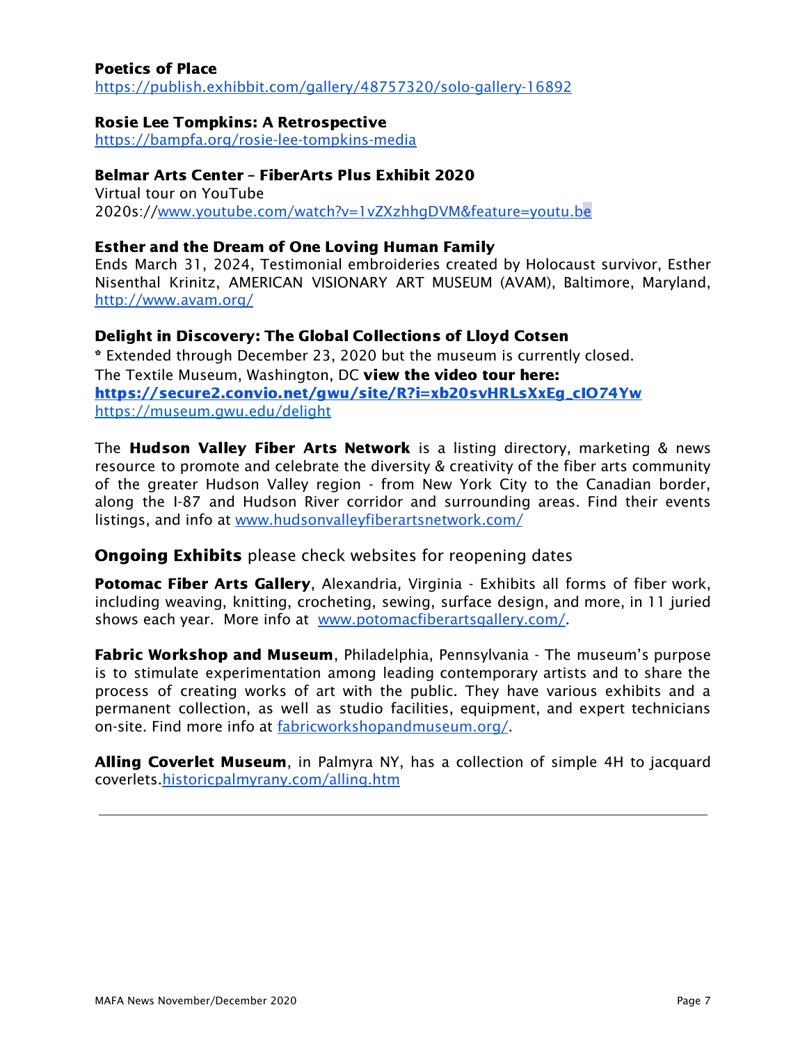**Poetics of Place**
https://publish.exhibbit.com/gallery/48757320/solo-gallery-16892

**Rosie Lee Tompkins: A Retrospective**
https://bampfa.org/rosie-lee-tompkins-media

**Belmar Arts Center – FiberArts Plus Exhibit 2020**
Virtual tour on YouTube
2020s://www.youtube.com/watch?v=1vZXzhhgDVM&feature=youtu.be

**Esther and the Dream of One Loving Human Family**
Ends March 31, 2024, Testimonial embroideries created by Holocaust survivor, Esther Nisenthal Krinitz, AMERICAN VISIONARY ART MUSEUM (AVAM), Baltimore, Maryland, http://www.avam.org/

**Delight in Discovery: The Global Collections of Lloyd Cotsen**
* Extended through December 23, 2020 but the museum is currently closed.
The Textile Museum, Washington, DC **view the video tour here:**
**https://secure2.convio.net/gwu/site/R?i=xb20svHRLsXxEg_cIO74Yw**
https://museum.gwu.edu/delight

The **Hudson Valley Fiber Arts Network** is a listing directory, marketing & news resource to promote and celebrate the diversity & creativity of the fiber arts community of the greater Hudson Valley region - from New York City to the Canadian border, along the I-87 and Hudson River corridor and surrounding areas. Find their events listings, and info at www.hudsonvalleyfiberartsnetwork.com/

## **Ongoing Exhibits** please check websites for reopening dates

**Potomac Fiber Arts Gallery**, Alexandria, Virginia - Exhibits all forms of fiber work, including weaving, knitting, crocheting, sewing, surface design, and more, in 11 juried shows each year. More info at www.potomacfiberartsgallery.com/.

**Fabric Workshop and Museum**, Philadelphia, Pennsylvania - The museum's purpose is to stimulate experimentation among leading contemporary artists and to share the process of creating works of art with the public. They have various exhibits and a permanent collection, as well as studio facilities, equipment, and expert technicians on-site. Find more info at fabricworkshopandmuseum.org/.

**Alling Coverlet Museum**, in Palmyra NY, has a collection of simple 4H to jacquard coverlets.historicpalmyrany.com/alling.htm

---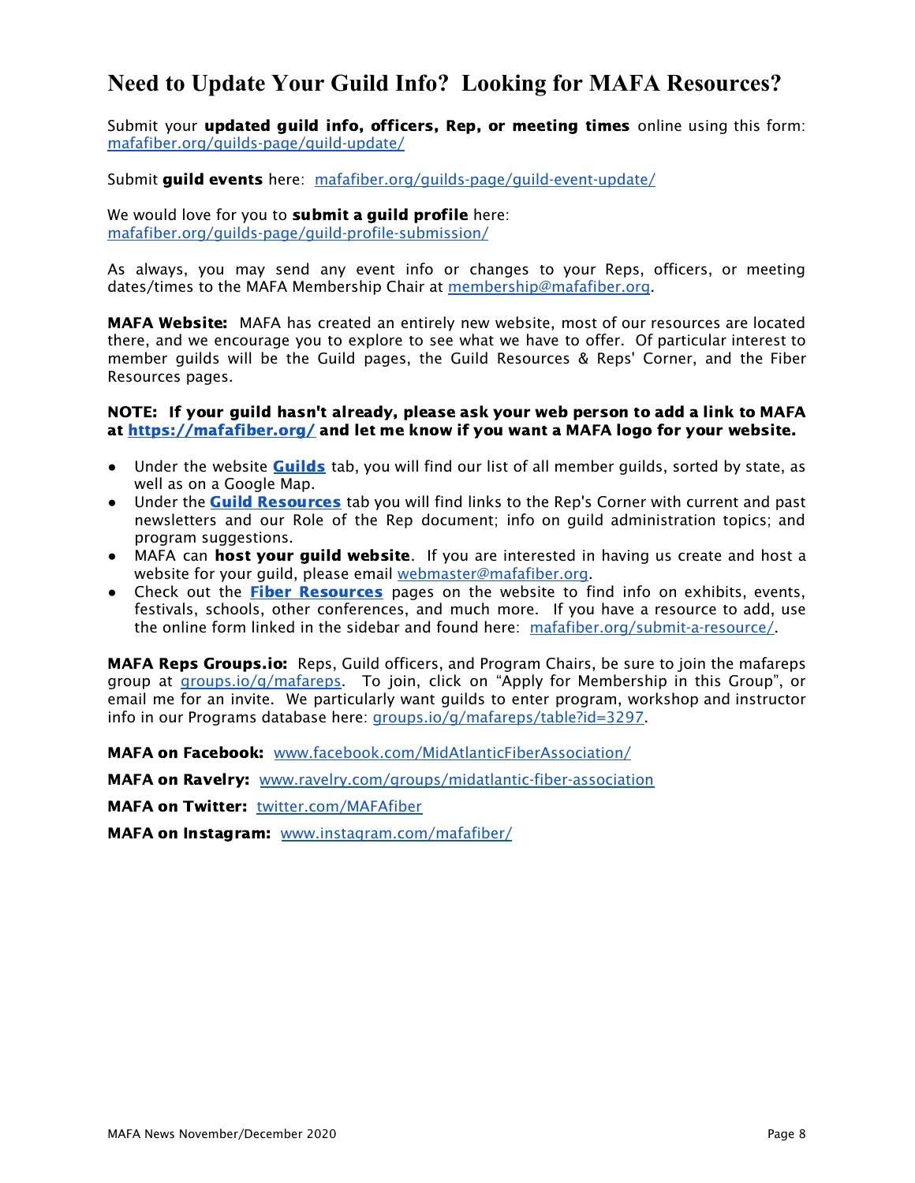# Need to Update Your Guild Info? Looking for MAFA Resources?

Submit your **updated guild info, officers, Rep, or meeting times** online using this form: [mafafiber.org/guilds-page/guild-update/](mafafiber.org/guilds-page/guild-update/)

Submit **guild events** here: [mafafiber.org/guilds-page/guild-event-update/](mafafiber.org/guilds-page/guild-event-update/)

We would love for you to **submit a guild profile** here: [mafafiber.org/guilds-page/guild-profile-submission/](mafafiber.org/guilds-page/guild-profile-submission/)

As always, you may send any event info or changes to your Reps, officers, or meeting dates/times to the MAFA Membership Chair at [membership@mafafiber.org](mailto:membership@mafafiber.org).

**MAFA Website:** MAFA has created an entirely new website, most of our resources are located there, and we encourage you to explore to see what we have to offer. Of particular interest to member guilds will be the Guild pages, the Guild Resources & Reps' Corner, and the Fiber Resources pages.

**NOTE: If your guild hasn't already, please ask your web person to add a link to MAFA at [https://mafafiber.org/](https://mafafiber.org/) and let me know if you want a MAFA logo for your website.**

- Under the website **Guilds** tab, you will find our list of all member guilds, sorted by state, as well as on a Google Map.
- Under the **Guild Resources** tab you will find links to the Rep's Corner with current and past newsletters and our Role of the Rep document; info on guild administration topics; and program suggestions.
- MAFA can **host your guild website**. If you are interested in having us create and host a website for your guild, please email [webmaster@mafafiber.org](mailto:webmaster@mafafiber.org).
- Check out the **Fiber Resources** pages on the website to find info on exhibits, events, festivals, schools, other conferences, and much more. If you have a resource to add, use the online form linked in the sidebar and found here: [mafafiber.org/submit-a-resource/](mafafiber.org/submit-a-resource/).

**MAFA Reps Groups.io:** Reps, Guild officers, and Program Chairs, be sure to join the mafareps group at [groups.io/g/mafareps](groups.io/g/mafareps). To join, click on "Apply for Membership in this Group", or email me for an invite. We particularly want guilds to enter program, workshop and instructor info in our Programs database here: [groups.io/g/mafareps/table?id=3297](groups.io/g/mafareps/table?id=3297).

**MAFA on Facebook:** [www.facebook.com/MidAtlanticFiberAssociation/](www.facebook.com/MidAtlanticFiberAssociation/)

**MAFA on Ravelry:** [www.ravelry.com/groups/midatlantic-fiber-association](www.ravelry.com/groups/midatlantic-fiber-association)

**MAFA on Twitter:** [twitter.com/MAFAfiber](twitter.com/MAFAfiber)

**MAFA on Instagram:** [www.instagram.com/mafafiber/](www.instagram.com/mafafiber/)